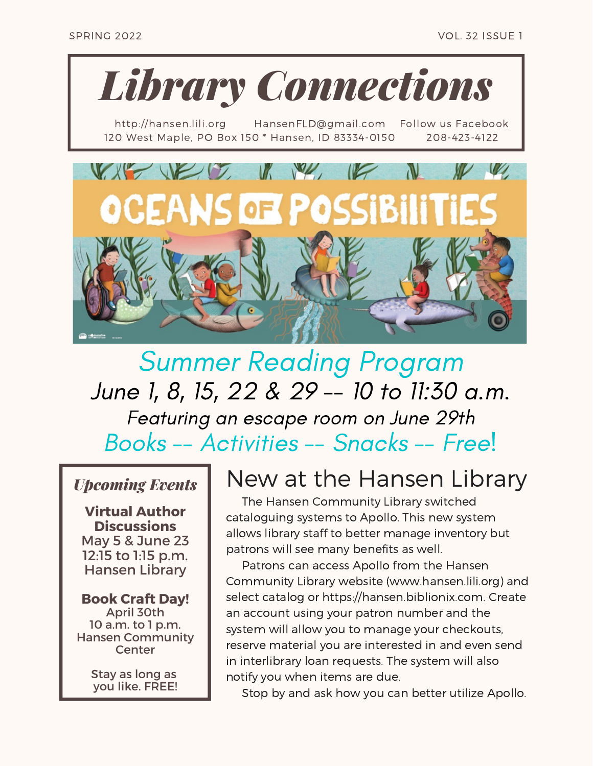SPRING 2022 VOL. 32 ISSUE 1

# Library Connections

http://hansen.lili.org HansenFLD@gmail.com Follow us Facebook
120 West Maple, PO Box 150 * Hansen, ID 83334-0150 208-423-4122

OCEANS OF POSSIBILITIES

## Summer Reading Program

### June 1, 8, 15, 22 & 29 -- 10 to 11:30 a.m.

*Featuring an escape room on June 29th*

**Books -- Activities -- Snacks -- Free!**

## Upcoming Events

**Virtual Author Discussions**
May 5 & June 23
12:15 to 1:15 p.m.
Hansen Library

**Book Craft Day!**
April 30th
10 a.m. to 1 p.m.
Hansen Community Center

Stay as long as you like. FREE!

## New at the Hansen Library

The Hansen Community Library switched cataloguing systems to Apollo. This new system allows library staff to better manage inventory but patrons will see many benefits as well.

Patrons can access Apollo from the Hansen Community Library website (www.hansen.lili.org) and select catalog or https://hansen.biblionix.com. Create an account using your patron number and the system will allow you to manage your checkouts, reserve material you are interested in and even send in interlibrary loan requests. The system will also notify you when items are due.

Stop by and ask how you can better utilize Apollo.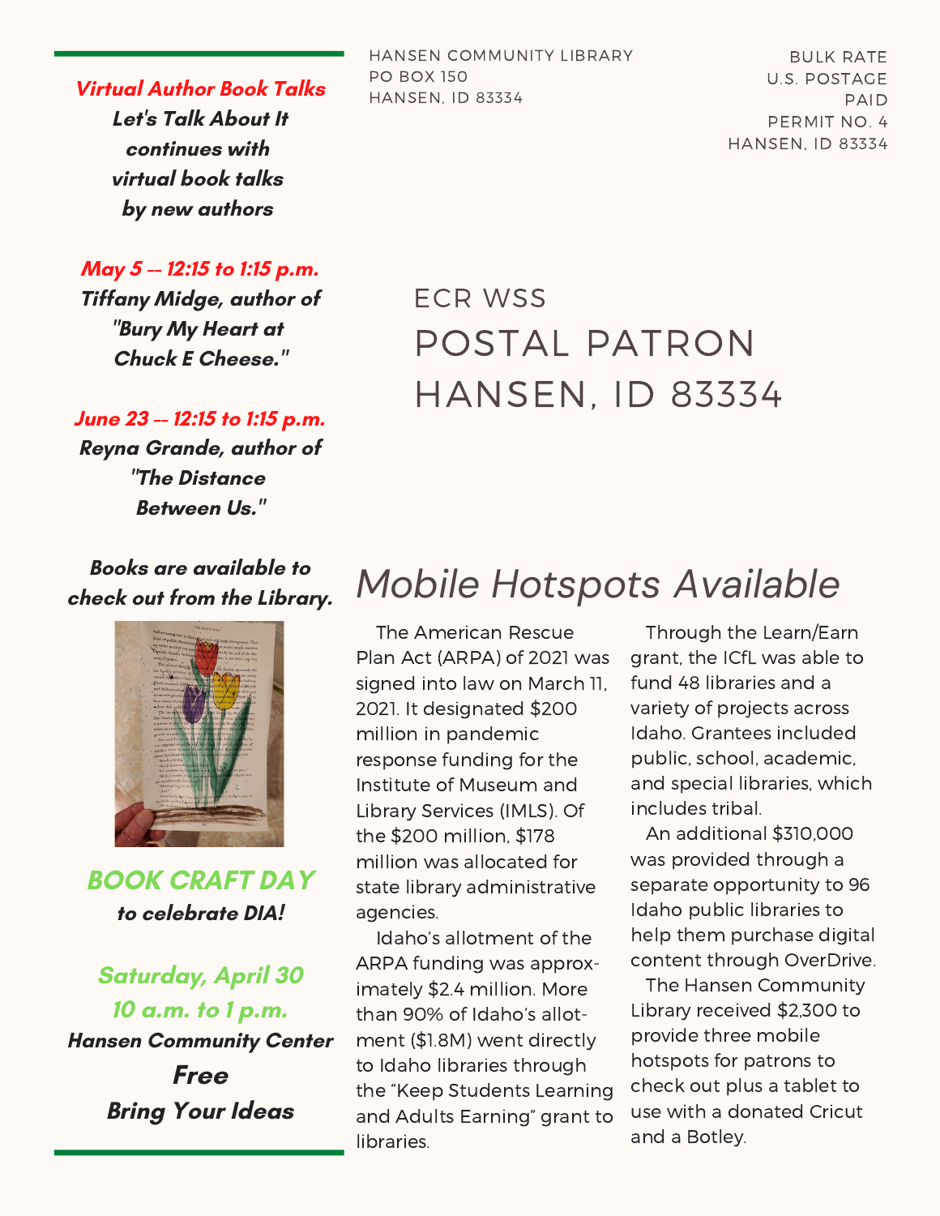HANSEN COMMUNITY LIBRARY
PO BOX 150
HANSEN, ID 83334

BULK RATE
U.S. POSTAGE
PAID
PERMIT NO. 4
HANSEN, ID 83334

ECR WSS
POSTAL PATRON
HANSEN, ID 83334

***Virtual Author Book Talks***

***Let's Talk About It continues with virtual book talks by new authors***

***May 5 -- 12:15 to 1:15 p.m.***
***Tiffany Midge, author of "Bury My Heart at Chuck E Cheese."***

***June 23 -- 12:15 to 1:15 p.m.***
***Reyna Grande, author of "The Distance Between Us."***

***Books are available to check out from the Library.***

***BOOK CRAFT DAY***
***to celebrate DIA!***

***Saturday, April 30***
***10 a.m. to 1 p.m.***
***Hansen Community Center***
***Free***
***Bring Your Ideas***

## *Mobile Hotspots Available*

The American Rescue Plan Act (ARPA) of 2021 was signed into law on March 11, 2021. It designated $200 million in pandemic response funding for the Institute of Museum and Library Services (IMLS). Of the $200 million, $178 million was allocated for state library administrative agencies.

Idaho's allotment of the ARPA funding was approximately $2.4 million. More than 90% of Idaho's allotment ($1.8M) went directly to Idaho libraries through the "Keep Students Learning and Adults Earning" grant to libraries.

Through the Learn/Earn grant, the ICfL was able to fund 48 libraries and a variety of projects across Idaho. Grantees included public, school, academic, and special libraries, which includes tribal.

An additional $310,000 was provided through a separate opportunity to 96 Idaho public libraries to help them purchase digital content through OverDrive.

The Hansen Community Library received $2,300 to provide three mobile hotspots for patrons to check out plus a tablet to use with a donated Cricut and a Botley.